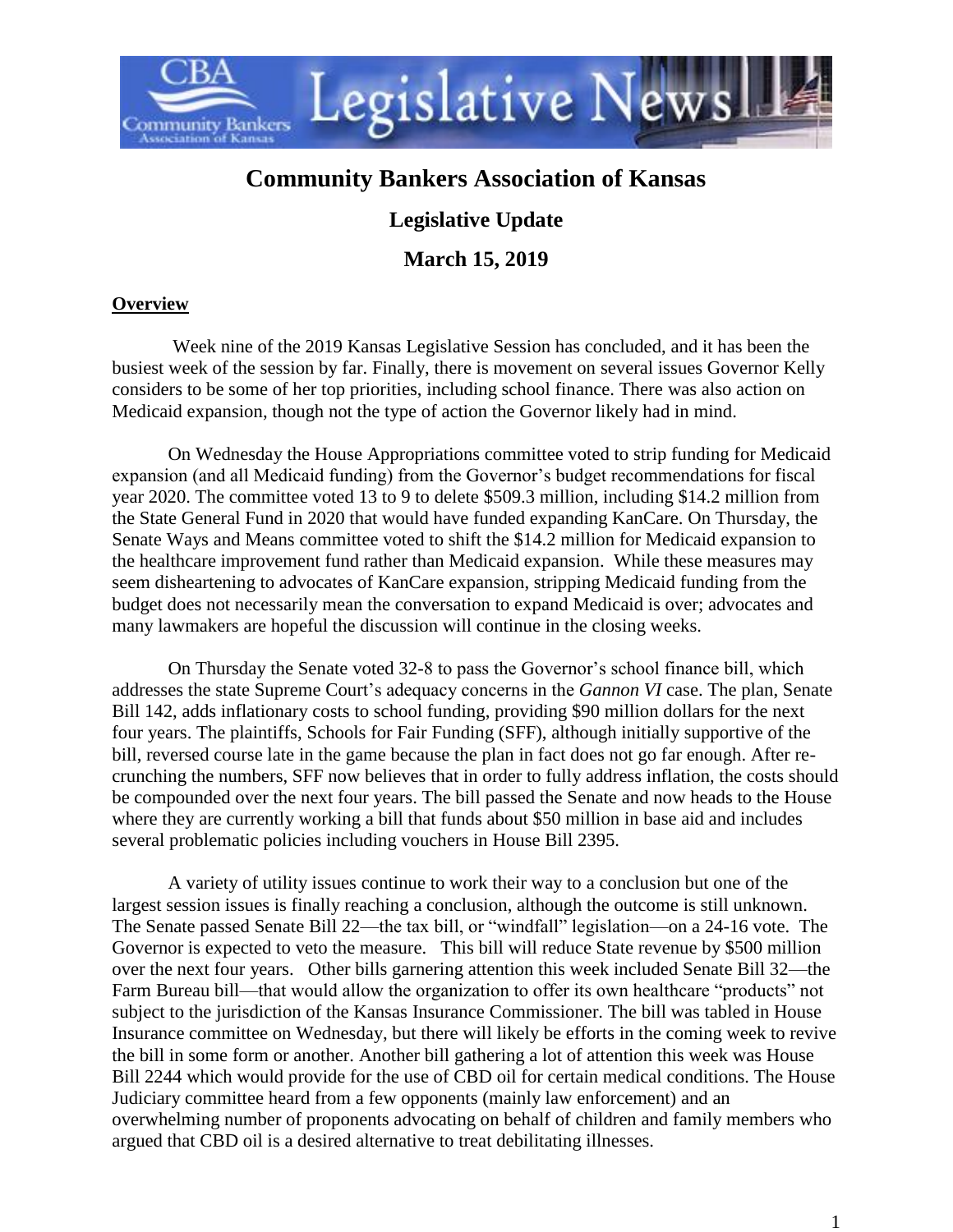# Community Bankers Association of Kansas

## Legislative Update

## March 15, 2019

**Overview**

Week nine of the 2019 Kansas Legislative Session has concluded, and it has been the busiest week of the session by far. Finally, there is movement on several issues Governor Kelly considers to be some of her top priorities, including school finance. There was also action on Medicaid expansion, though not the type of action the Governor likely had in mind.

On Wednesday the House Appropriations committee voted to strip funding for Medicaid expansion (and all Medicaid funding) from the Governor's budget recommendations for fiscal year 2020. The committee voted 13 to 9 to delete $509.3 million, including $14.2 million from the State General Fund in 2020 that would have funded expanding KanCare. On Thursday, the Senate Ways and Means committee voted to shift the $14.2 million for Medicaid expansion to the healthcare improvement fund rather than Medicaid expansion. While these measures may seem disheartening to advocates of KanCare expansion, stripping Medicaid funding from the budget does not necessarily mean the conversation to expand Medicaid is over; advocates and many lawmakers are hopeful the discussion will continue in the closing weeks.

On Thursday the Senate voted 32-8 to pass the Governor's school finance bill, which addresses the state Supreme Court's adequacy concerns in the *Gannon VI* case. The plan, Senate Bill 142, adds inflationary costs to school funding, providing $90 million dollars for the next four years. The plaintiffs, Schools for Fair Funding (SFF), although initially supportive of the bill, reversed course late in the game because the plan in fact does not go far enough. After re-crunching the numbers, SFF now believes that in order to fully address inflation, the costs should be compounded over the next four years. The bill passed the Senate and now heads to the House where they are currently working a bill that funds about $50 million in base aid and includes several problematic policies including vouchers in House Bill 2395.

A variety of utility issues continue to work their way to a conclusion but one of the largest session issues is finally reaching a conclusion, although the outcome is still unknown. The Senate passed Senate Bill 22—the tax bill, or "windfall" legislation—on a 24-16 vote. The Governor is expected to veto the measure. This bill will reduce State revenue by $500 million over the next four years. Other bills garnering attention this week included Senate Bill 32—the Farm Bureau bill—that would allow the organization to offer its own healthcare "products" not subject to the jurisdiction of the Kansas Insurance Commissioner. The bill was tabled in House Insurance committee on Wednesday, but there will likely be efforts in the coming week to revive the bill in some form or another. Another bill gathering a lot of attention this week was House Bill 2244 which would provide for the use of CBD oil for certain medical conditions. The House Judiciary committee heard from a few opponents (mainly law enforcement) and an overwhelming number of proponents advocating on behalf of children and family members who argued that CBD oil is a desired alternative to treat debilitating illnesses.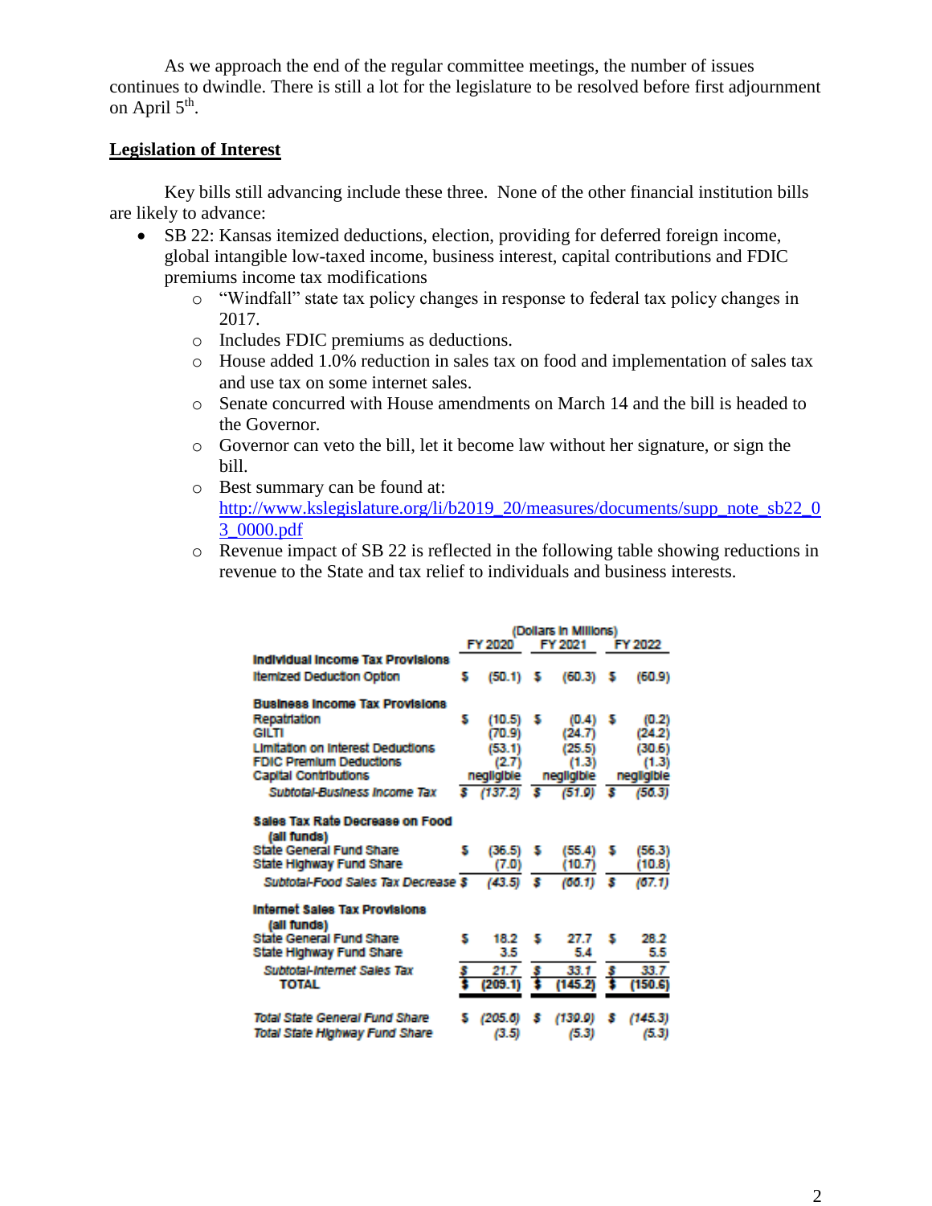As we approach the end of the regular committee meetings, the number of issues continues to dwindle. There is still a lot for the legislature to be resolved before first adjournment on April 5th.

## Legislation of Interest

Key bills still advancing include these three. None of the other financial institution bills are likely to advance:

- SB 22: Kansas itemized deductions, election, providing for deferred foreign income, global intangible low-taxed income, business interest, capital contributions and FDIC premiums income tax modifications
  - "Windfall" state tax policy changes in response to federal tax policy changes in 2017.
  - Includes FDIC premiums as deductions.
  - House added 1.0% reduction in sales tax on food and implementation of sales tax and use tax on some internet sales.
  - Senate concurred with House amendments on March 14 and the bill is headed to the Governor.
  - Governor can veto the bill, let it become law without her signature, or sign the bill.
  - Best summary can be found at: http://www.kslegislature.org/li/b2019_20/measures/documents/supp_note_sb22_03_0000.pdf
  - Revenue impact of SB 22 is reflected in the following table showing reductions in revenue to the State and tax relief to individuals and business interests.

| | (Dollars in Millions) | | |
|---|---|---|---|
| | FY 2020 | FY 2021 | FY 2022 |
| **Individual Income Tax Provisions** | | | |
| Itemized Deduction Option | $ (50.1) | $ (60.3) | $ (60.9) |
| **Business Income Tax Provisions** | | | |
| Repatriation | $ (10.5) | $ (0.4) | $ (0.2) |
| GILTI | (70.9) | (24.7) | (24.2) |
| Limitation on Interest Deductions | (53.1) | (25.5) | (30.6) |
| FDIC Premium Deductions | (2.7) | (1.3) | (1.3) |
| Capital Contributions | negligible | negligible | negligible |
| *Subtotal-Business Income Tax* | *$ (137.2)* | *$ (51.9)* | *$ (56.3)* |
| **Sales Tax Rate Decrease on Food (all funds)** | | | |
| State General Fund Share | $ (36.5) | $ (55.4) | $ (56.3) |
| State Highway Fund Share | (7.0) | (10.7) | (10.8) |
| *Subtotal-Food Sales Tax Decrease* | *$ (43.5)* | *$ (66.1)* | *$ (67.1)* |
| **Internet Sales Tax Provisions (all funds)** | | | |
| State General Fund Share | $ 18.2 | $ 27.7 | $ 28.2 |
| State Highway Fund Share | 3.5 | 5.4 | 5.5 |
| *Subtotal-Internet Sales Tax* | *$ 21.7* | *$ 33.1* | *$ 33.7* |
| **TOTAL** | **$ (209.1)** | **$ (145.2)** | **$ (150.6)** |
| *Total State General Fund Share* | *$ (205.6)* | *$ (139.9)* | *$ (145.3)* |
| *Total State Highway Fund Share* | *(3.5)* | *(5.3)* | *(5.3)* |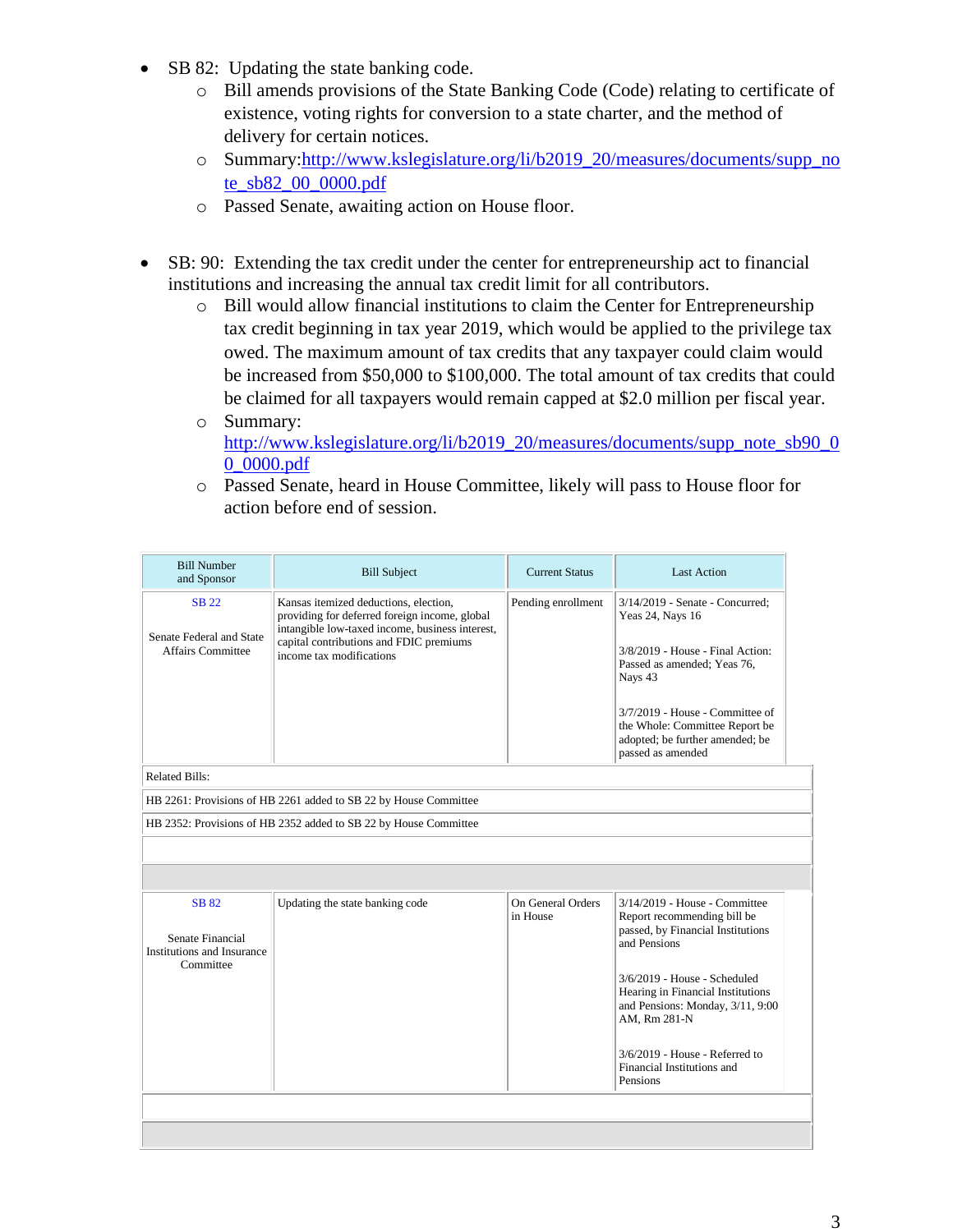- SB 82: Updating the state banking code.
  - Bill amends provisions of the State Banking Code (Code) relating to certificate of existence, voting rights for conversion to a state charter, and the method of delivery for certain notices.
  - Summary: http://www.kslegislature.org/li/b2019_20/measures/documents/supp_note_sb82_00_0000.pdf
  - Passed Senate, awaiting action on House floor.

- SB: 90: Extending the tax credit under the center for entrepreneurship act to financial institutions and increasing the annual tax credit limit for all contributors.
  - Bill would allow financial institutions to claim the Center for Entrepreneurship tax credit beginning in tax year 2019, which would be applied to the privilege tax owed. The maximum amount of tax credits that any taxpayer could claim would be increased from $50,000 to $100,000. The total amount of tax credits that could be claimed for all taxpayers would remain capped at $2.0 million per fiscal year.
  - Summary: http://www.kslegislature.org/li/b2019_20/measures/documents/supp_note_sb90_00_0000.pdf
  - Passed Senate, heard in House Committee, likely will pass to House floor for action before end of session.

| Bill Number and Sponsor | Bill Subject | Current Status | Last Action |
|---|---|---|---|
| SB 22<br><br>Senate Federal and State Affairs Committee | Kansas itemized deductions, election, providing for deferred foreign income, global intangible low-taxed income, business interest, capital contributions and FDIC premiums income tax modifications | Pending enrollment | 3/14/2019 - Senate - Concurred; Yeas 24, Nays 16<br><br>3/8/2019 - House - Final Action: Passed as amended; Yeas 76, Nays 43<br><br>3/7/2019 - House - Committee of the Whole: Committee Report be adopted; be further amended; be passed as amended |
| Related Bills: | | | |
| HB 2261: Provisions of HB 2261 added to SB 22 by House Committee | | | |
| HB 2352: Provisions of HB 2352 added to SB 22 by House Committee | | | |
| SB 82<br><br>Senate Financial Institutions and Insurance Committee | Updating the state banking code | On General Orders in House | 3/14/2019 - House - Committee Report recommending bill be passed, by Financial Institutions and Pensions<br><br>3/6/2019 - House - Scheduled Hearing in Financial Institutions and Pensions: Monday, 3/11, 9:00 AM, Rm 281-N<br><br>3/6/2019 - House - Referred to Financial Institutions and Pensions |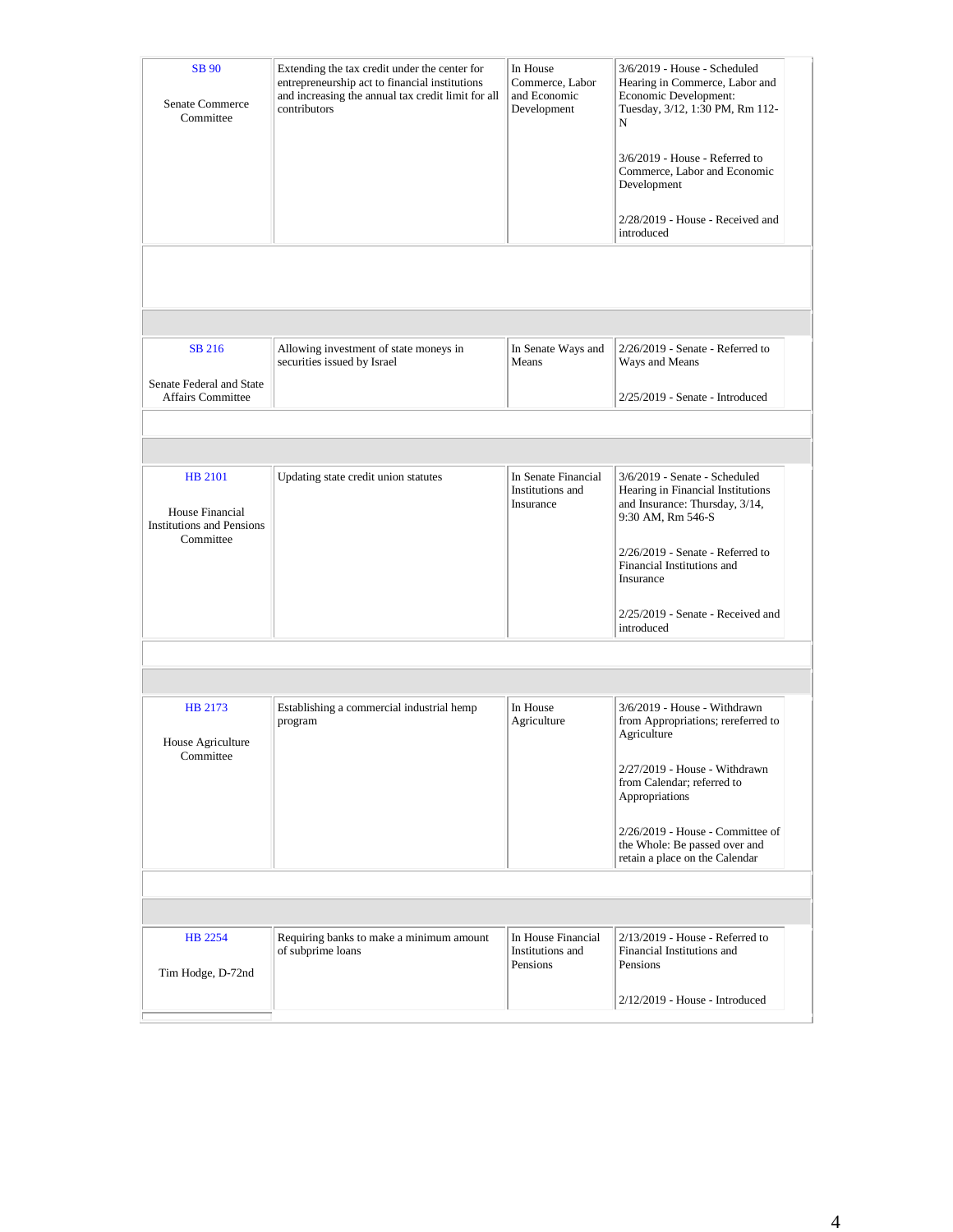| Bill | Description | Status | Actions |
|---|---|---|---|
| SB 90<br><br>Senate Commerce Committee | Extending the tax credit under the center for entrepreneurship act to financial institutions and increasing the annual tax credit limit for all contributors | In House Commerce, Labor and Economic Development | 3/6/2019 - House - Scheduled Hearing in Commerce, Labor and Economic Development: Tuesday, 3/12, 1:30 PM, Rm 112-N<br><br>3/6/2019 - House - Referred to Commerce, Labor and Economic Development<br><br>2/28/2019 - House - Received and introduced |
| SB 216<br><br>Senate Federal and State Affairs Committee | Allowing investment of state moneys in securities issued by Israel | In Senate Ways and Means | 2/26/2019 - Senate - Referred to Ways and Means<br><br>2/25/2019 - Senate - Introduced |
| HB 2101<br><br>House Financial Institutions and Pensions Committee | Updating state credit union statutes | In Senate Financial Institutions and Insurance | 3/6/2019 - Senate - Scheduled Hearing in Financial Institutions and Insurance: Thursday, 3/14, 9:30 AM, Rm 546-S<br><br>2/26/2019 - Senate - Referred to Financial Institutions and Insurance<br><br>2/25/2019 - Senate - Received and introduced |
| HB 2173<br><br>House Agriculture Committee | Establishing a commercial industrial hemp program | In House Agriculture | 3/6/2019 - House - Withdrawn from Appropriations; rereferred to Agriculture<br><br>2/27/2019 - House - Withdrawn from Calendar; referred to Appropriations<br><br>2/26/2019 - House - Committee of the Whole: Be passed over and retain a place on the Calendar |
| HB 2254<br><br>Tim Hodge, D-72nd | Requiring banks to make a minimum amount of subprime loans | In House Financial Institutions and Pensions | 2/13/2019 - House - Referred to Financial Institutions and Pensions<br><br>2/12/2019 - House - Introduced |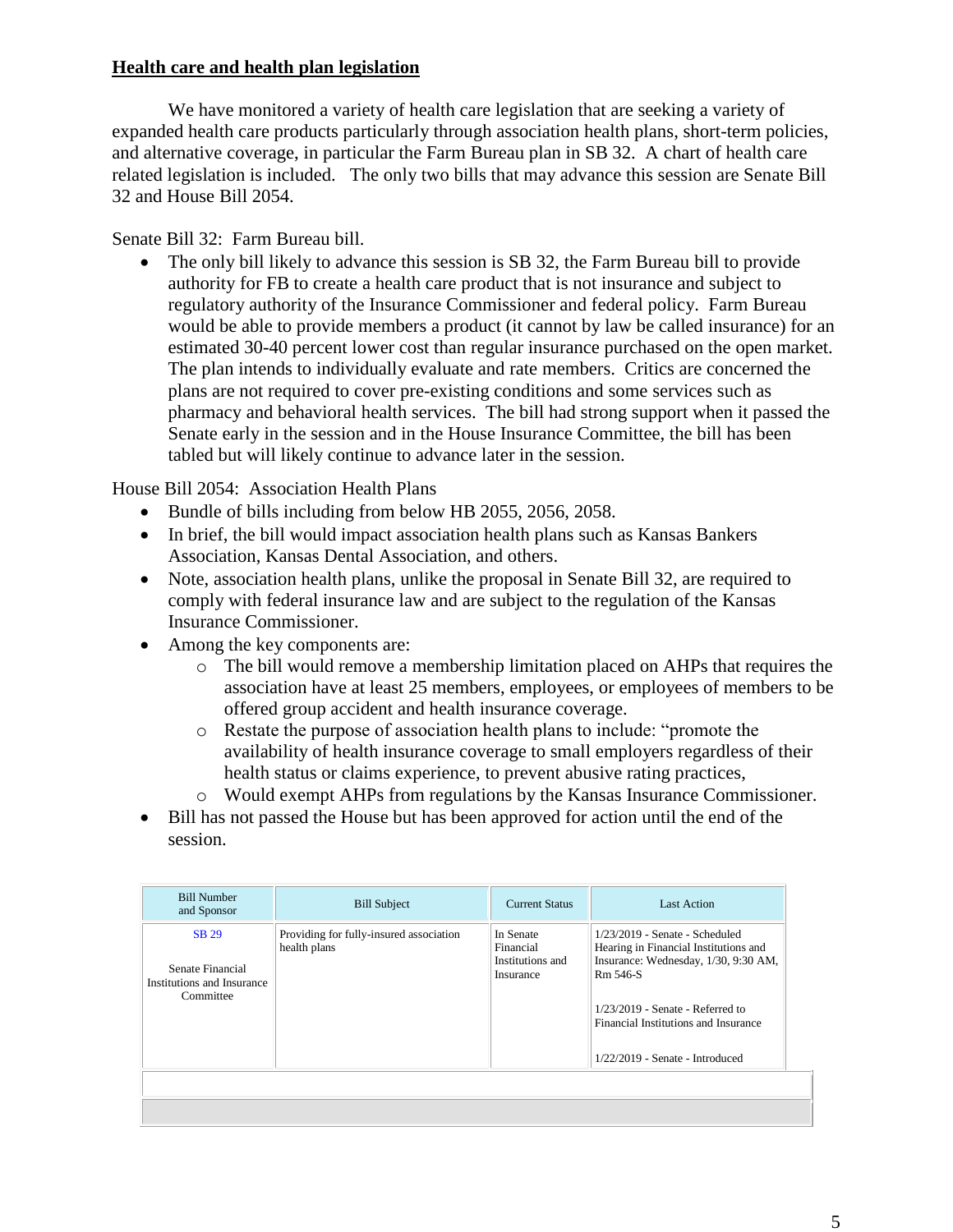## Health care and health plan legislation

We have monitored a variety of health care legislation that are seeking a variety of expanded health care products particularly through association health plans, short-term policies, and alternative coverage, in particular the Farm Bureau plan in SB 32. A chart of health care related legislation is included. The only two bills that may advance this session are Senate Bill 32 and House Bill 2054.

Senate Bill 32: Farm Bureau bill.

- The only bill likely to advance this session is SB 32, the Farm Bureau bill to provide authority for FB to create a health care product that is not insurance and subject to regulatory authority of the Insurance Commissioner and federal policy. Farm Bureau would be able to provide members a product (it cannot by law be called insurance) for an estimated 30-40 percent lower cost than regular insurance purchased on the open market. The plan intends to individually evaluate and rate members. Critics are concerned the plans are not required to cover pre-existing conditions and some services such as pharmacy and behavioral health services. The bill had strong support when it passed the Senate early in the session and in the House Insurance Committee, the bill has been tabled but will likely continue to advance later in the session.

House Bill 2054: Association Health Plans

- Bundle of bills including from below HB 2055, 2056, 2058.
- In brief, the bill would impact association health plans such as Kansas Bankers Association, Kansas Dental Association, and others.
- Note, association health plans, unlike the proposal in Senate Bill 32, are required to comply with federal insurance law and are subject to the regulation of the Kansas Insurance Commissioner.
- Among the key components are:
  - The bill would remove a membership limitation placed on AHPs that requires the association have at least 25 members, employees, or employees of members to be offered group accident and health insurance coverage.
  - Restate the purpose of association health plans to include: "promote the availability of health insurance coverage to small employers regardless of their health status or claims experience, to prevent abusive rating practices,
  - Would exempt AHPs from regulations by the Kansas Insurance Commissioner.
- Bill has not passed the House but has been approved for action until the end of the session.

| Bill Number and Sponsor | Bill Subject | Current Status | Last Action |
|---|---|---|---|
| SB 29<br><br>Senate Financial Institutions and Insurance Committee | Providing for fully-insured association health plans | In Senate Financial Institutions and Insurance | 1/23/2019 - Senate - Scheduled Hearing in Financial Institutions and Insurance: Wednesday, 1/30, 9:30 AM, Rm 546-S<br><br>1/23/2019 - Senate - Referred to Financial Institutions and Insurance<br><br>1/22/2019 - Senate - Introduced |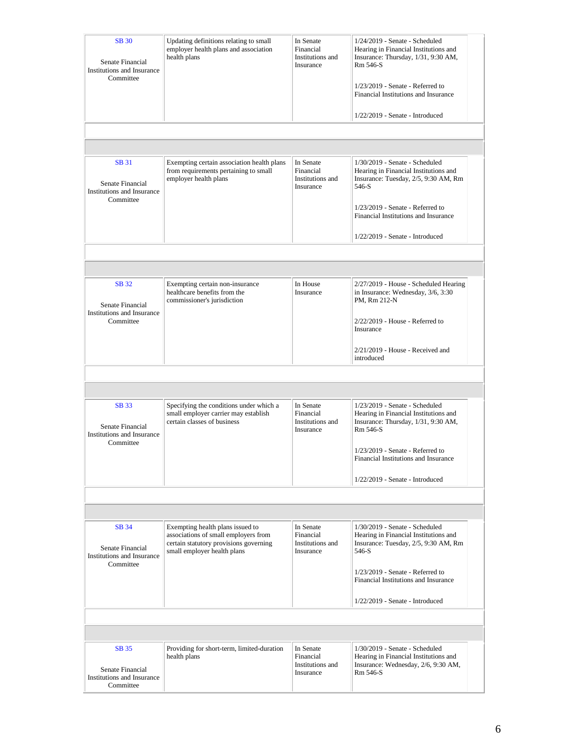| Bill | Description | Status | History |
|---|---|---|---|
| SB 30<br><br>Senate Financial Institutions and Insurance Committee | Updating definitions relating to small employer health plans and association health plans | In Senate Financial Institutions and Insurance | 1/24/2019 - Senate - Scheduled Hearing in Financial Institutions and Insurance: Thursday, 1/31, 9:30 AM, Rm 546-S<br><br>1/23/2019 - Senate - Referred to Financial Institutions and Insurance<br><br>1/22/2019 - Senate - Introduced |
| SB 31<br><br>Senate Financial Institutions and Insurance Committee | Exempting certain association health plans from requirements pertaining to small employer health plans | In Senate Financial Institutions and Insurance | 1/30/2019 - Senate - Scheduled Hearing in Financial Institutions and Insurance: Tuesday, 2/5, 9:30 AM, Rm 546-S<br><br>1/23/2019 - Senate - Referred to Financial Institutions and Insurance<br><br>1/22/2019 - Senate - Introduced |
| SB 32<br><br>Senate Financial Institutions and Insurance Committee | Exempting certain non-insurance healthcare benefits from the commissioner's jurisdiction | In House Insurance | 2/27/2019 - House - Scheduled Hearing in Insurance: Wednesday, 3/6, 3:30 PM, Rm 212-N<br><br>2/22/2019 - House - Referred to Insurance<br><br>2/21/2019 - House - Received and introduced |
| SB 33<br><br>Senate Financial Institutions and Insurance Committee | Specifying the conditions under which a small employer carrier may establish certain classes of business | In Senate Financial Institutions and Insurance | 1/23/2019 - Senate - Scheduled Hearing in Financial Institutions and Insurance: Thursday, 1/31, 9:30 AM, Rm 546-S<br><br>1/23/2019 - Senate - Referred to Financial Institutions and Insurance<br><br>1/22/2019 - Senate - Introduced |
| SB 34<br><br>Senate Financial Institutions and Insurance Committee | Exempting health plans issued to associations of small employers from certain statutory provisions governing small employer health plans | In Senate Financial Institutions and Insurance | 1/30/2019 - Senate - Scheduled Hearing in Financial Institutions and Insurance: Tuesday, 2/5, 9:30 AM, Rm 546-S<br><br>1/23/2019 - Senate - Referred to Financial Institutions and Insurance<br><br>1/22/2019 - Senate - Introduced |
| SB 35<br><br>Senate Financial Institutions and Insurance Committee | Providing for short-term, limited-duration health plans | In Senate Financial Institutions and Insurance | 1/30/2019 - Senate - Scheduled Hearing in Financial Institutions and Insurance: Wednesday, 2/6, 9:30 AM, Rm 546-S |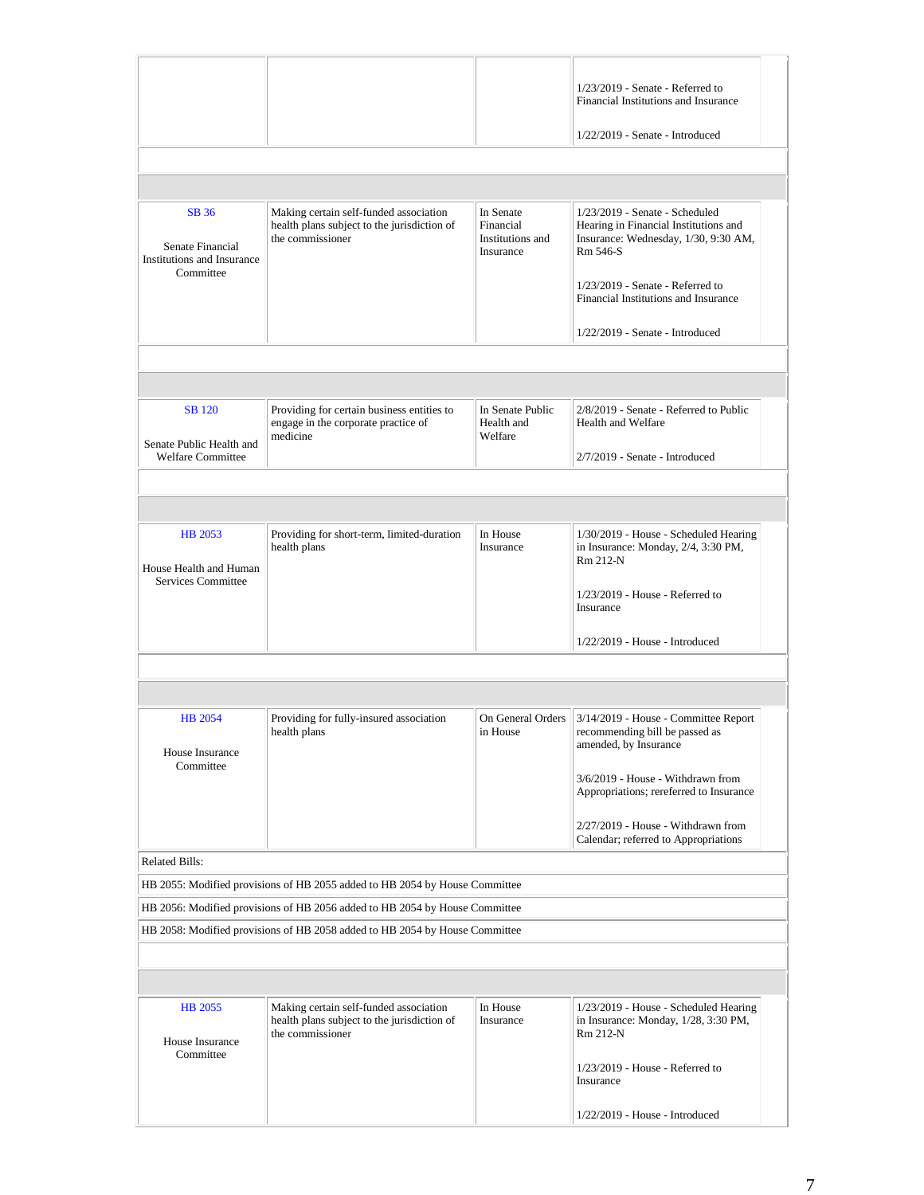| | | | |
|---|---|---|---|
| | | | 1/23/2019 - Senate - Referred to Financial Institutions and Insurance<br><br>1/22/2019 - Senate - Introduced |
| SB 36<br><br>Senate Financial Institutions and Insurance Committee | Making certain self-funded association health plans subject to the jurisdiction of the commissioner | In Senate Financial Institutions and Insurance | 1/23/2019 - Senate - Scheduled Hearing in Financial Institutions and Insurance: Wednesday, 1/30, 9:30 AM, Rm 546-S<br><br>1/23/2019 - Senate - Referred to Financial Institutions and Insurance<br><br>1/22/2019 - Senate - Introduced |
| SB 120<br><br>Senate Public Health and Welfare Committee | Providing for certain business entities to engage in the corporate practice of medicine | In Senate Public Health and Welfare | 2/8/2019 - Senate - Referred to Public Health and Welfare<br><br>2/7/2019 - Senate - Introduced |
| HB 2053<br><br>House Health and Human Services Committee | Providing for short-term, limited-duration health plans | In House Insurance | 1/30/2019 - House - Scheduled Hearing in Insurance: Monday, 2/4, 3:30 PM, Rm 212-N<br><br>1/23/2019 - House - Referred to Insurance<br><br>1/22/2019 - House - Introduced |
| HB 2054<br><br>House Insurance Committee | Providing for fully-insured association health plans | On General Orders in House | 3/14/2019 - House - Committee Report recommending bill be passed as amended, by Insurance<br><br>3/6/2019 - House - Withdrawn from Appropriations; rereferred to Insurance<br><br>2/27/2019 - House - Withdrawn from Calendar; referred to Appropriations |
| Related Bills: | | | |
| HB 2055: Modified provisions of HB 2055 added to HB 2054 by House Committee | | | |
| HB 2056: Modified provisions of HB 2056 added to HB 2054 by House Committee | | | |
| HB 2058: Modified provisions of HB 2058 added to HB 2054 by House Committee | | | |
| HB 2055<br><br>House Insurance Committee | Making certain self-funded association health plans subject to the jurisdiction of the commissioner | In House Insurance | 1/23/2019 - House - Scheduled Hearing in Insurance: Monday, 1/28, 3:30 PM, Rm 212-N<br><br>1/23/2019 - House - Referred to Insurance<br><br>1/22/2019 - House - Introduced |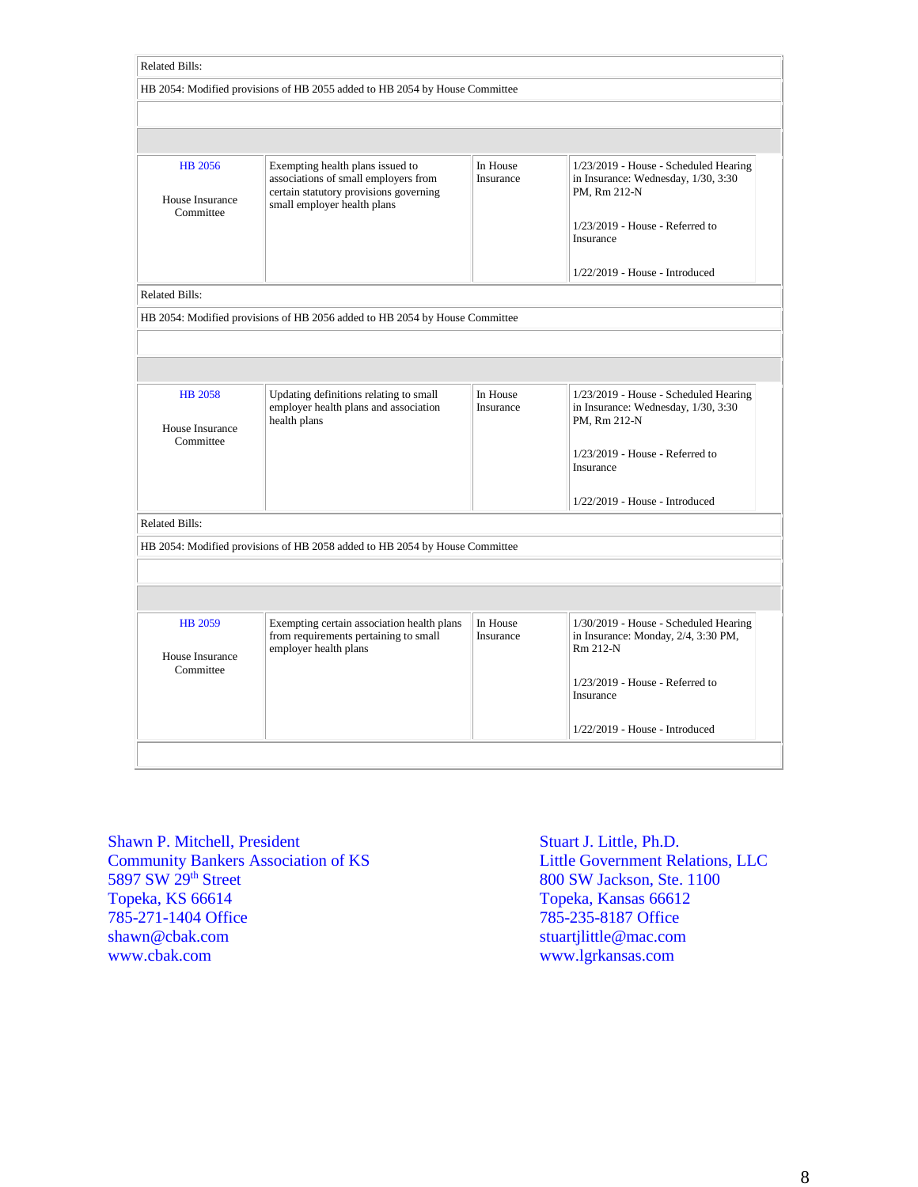| | | | |
|---|---|---|---|
| Related Bills: | | | |
| HB 2054: Modified provisions of HB 2055 added to HB 2054 by House Committee | | | |
| HB 2056<br><br>House Insurance Committee | Exempting health plans issued to associations of small employers from certain statutory provisions governing small employer health plans | In House Insurance | 1/23/2019 - House - Scheduled Hearing in Insurance: Wednesday, 1/30, 3:30 PM, Rm 212-N<br><br>1/23/2019 - House - Referred to Insurance<br><br>1/22/2019 - House - Introduced |
| Related Bills: | | | |
| HB 2054: Modified provisions of HB 2056 added to HB 2054 by House Committee | | | |
| HB 2058<br><br>House Insurance Committee | Updating definitions relating to small employer health plans and association health plans | In House Insurance | 1/23/2019 - House - Scheduled Hearing in Insurance: Wednesday, 1/30, 3:30 PM, Rm 212-N<br><br>1/23/2019 - House - Referred to Insurance<br><br>1/22/2019 - House - Introduced |
| Related Bills: | | | |
| HB 2054: Modified provisions of HB 2058 added to HB 2054 by House Committee | | | |
| HB 2059<br><br>House Insurance Committee | Exempting certain association health plans from requirements pertaining to small employer health plans | In House Insurance | 1/30/2019 - House - Scheduled Hearing in Insurance: Monday, 2/4, 3:30 PM, Rm 212-N<br><br>1/23/2019 - House - Referred to Insurance<br><br>1/22/2019 - House - Introduced |

Shawn P. Mitchell, President
Community Bankers Association of KS
5897 SW 29th Street
Topeka, KS 66614
785-271-1404 Office
shawn@cbak.com
www.cbak.com

Stuart J. Little, Ph.D.
Little Government Relations, LLC
800 SW Jackson, Ste. 1100
Topeka, Kansas 66612
785-235-8187 Office
stuartjlittle@mac.com
www.lgrkansas.com